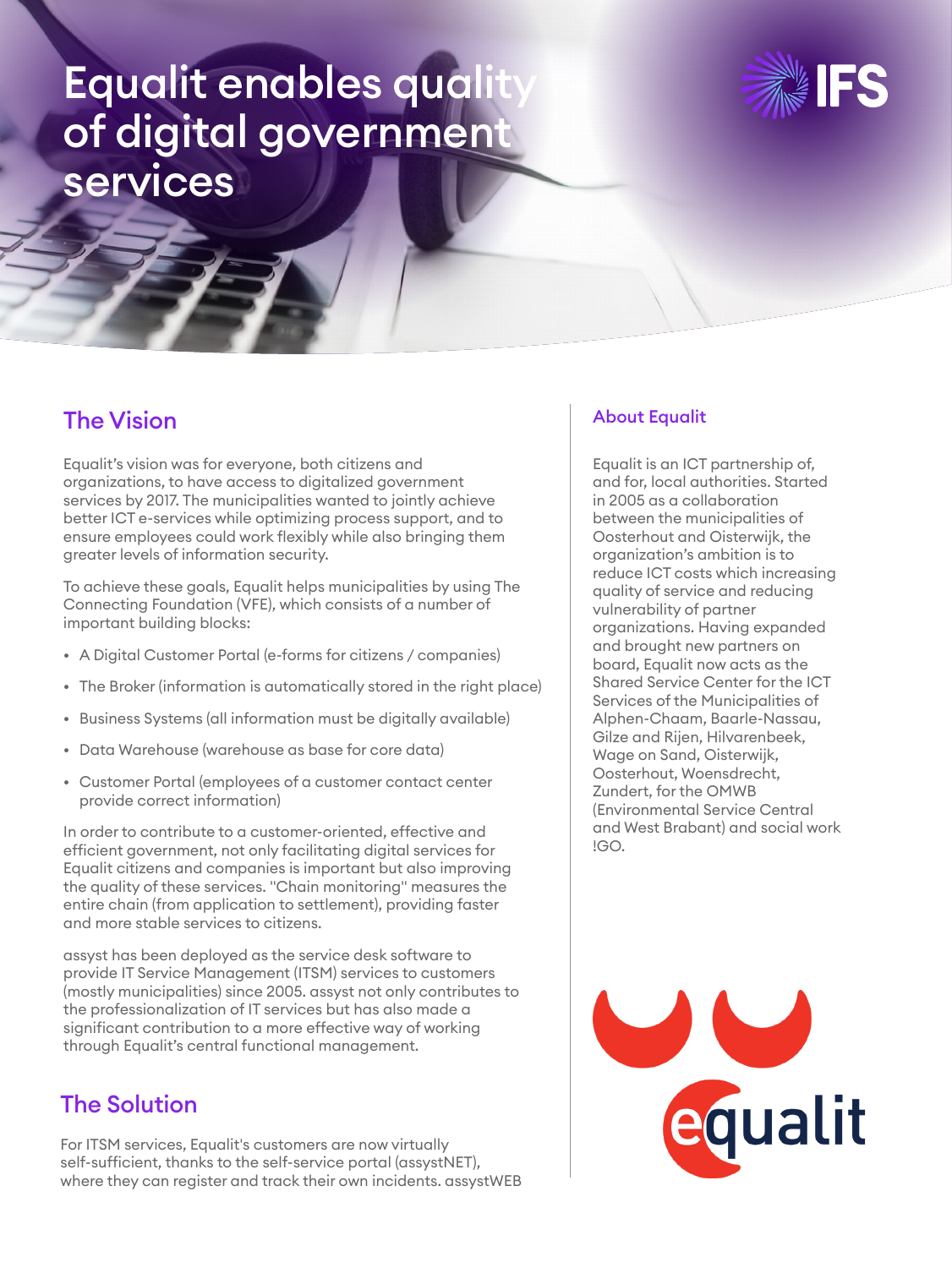# Equalit enables quality of digital government services

## The Vision

Equalit's vision was for everyone, both citizens and organizations, to have access to digitalized government services by 2017. The municipalities wanted to jointly achieve better ICT e-services while optimizing process support, and to ensure employees could work flexibly while also bringing them greater levels of information security.

To achieve these goals, Equalit helps municipalities by using The Connecting Foundation (VFE), which consists of a number of important building blocks:

- A Digital Customer Portal (e-forms for citizens / companies)
- The Broker (information is automatically stored in the right place)
- Business Systems (all information must be digitally available)
- Data Warehouse (warehouse as base for core data)
- Customer Portal (employees of a customer contact center provide correct information)

In order to contribute to a customer-oriented, effective and efficient government, not only facilitating digital services for Equalit citizens and companies is important but also improving the quality of these services. "Chain monitoring" measures the entire chain (from application to settlement), providing faster and more stable services to citizens.

assyst has been deployed as the service desk software to provide IT Service Management (ITSM) services to customers (mostly municipalities) since 2005. assyst not only contributes to the professionalization of IT services but has also made a significant contribution to a more effective way of working through Equalit's central functional management.

## The Solution

For ITSM services, Equalit's customers are now virtually self-sufficient, thanks to the self-service portal (assystNET), where they can register and track their own incidents. assystWEB

### About Equalit

Equalit is an ICT partnership of, and for, local authorities. Started in 2005 as a collaboration between the municipalities of Oosterhout and Oisterwijk, the organization's ambition is to reduce ICT costs which increasing quality of service and reducing vulnerability of partner organizations. Having expanded and brought new partners on board, Equalit now acts as the Shared Service Center for the ICT Services of the Municipalities of Alphen-Chaam, Baarle-Nassau, Gilze and Rijen, Hilvarenbeek, Wage on Sand, Oisterwijk, Oosterhout, Woensdrecht, Zundert, for the OMWB (Environmental Service Central and West Brabant) and social work !GO.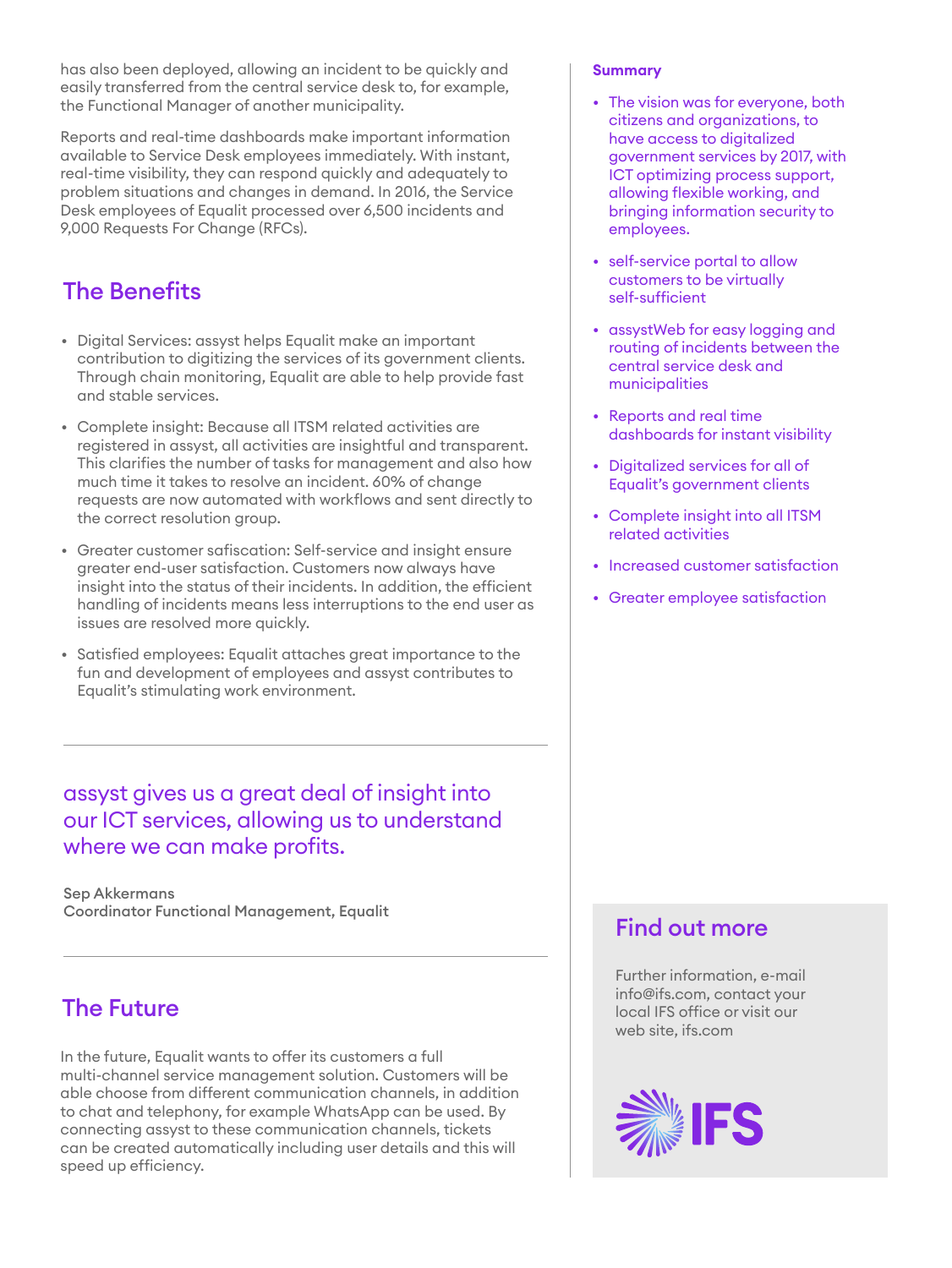has also been deployed, allowing an incident to be quickly and easily transferred from the central service desk to, for example, the Functional Manager of another municipality.

Reports and real-time dashboards make important information available to Service Desk employees immediately. With instant, real-time visibility, they can respond quickly and adequately to problem situations and changes in demand. In 2016, the Service Desk employees of Equalit processed over 6,500 incidents and 9,000 Requests For Change (RFCs).

## The Benefits

- Digital Services: assyst helps Equalit make an important contribution to digitizing the services of its government clients. Through chain monitoring, Equalit are able to help provide fast and stable services.
- Complete insight: Because all ITSM related activities are registered in assyst, all activities are insightful and transparent. This clarifies the number of tasks for management and also how much time it takes to resolve an incident. 60% of change requests are now automated with workflows and sent directly to the correct resolution group.
- Greater customer safiscation: Self-service and insight ensure greater end-user satisfaction. Customers now always have insight into the status of their incidents. In addition, the efficient handling of incidents means less interruptions to the end user as issues are resolved more quickly.
- Satisfied employees: Equalit attaches great importance to the fun and development of employees and assyst contributes to Equalit's stimulating work environment.

---

> assyst gives us a great deal of insight into our ICT services, allowing us to understand where we can make profits.

Sep Akkermans
Coordinator Functional Management, Equalit

---

## The Future

In the future, Equalit wants to offer its customers a full multi-channel service management solution. Customers will be able choose from different communication channels, in addition to chat and telephony, for example WhatsApp can be used. By connecting assyst to these communication channels, tickets can be created automatically including user details and this will speed up efficiency.

**Summary**

- The vision was for everyone, both citizens and organizations, to have access to digitalized government services by 2017, with ICT optimizing process support, allowing flexible working, and bringing information security to employees.
- self-service portal to allow customers to be virtually self-sufficient
- assystWeb for easy logging and routing of incidents between the central service desk and municipalities
- Reports and real time dashboards for instant visibility
- Digitalized services for all of Equalit's government clients
- Complete insight into all ITSM related activities
- Increased customer satisfaction
- Greater employee satisfaction

## Find out more

Further information, e-mail info@ifs.com, contact your local IFS office or visit our web site, ifs.com

IFS